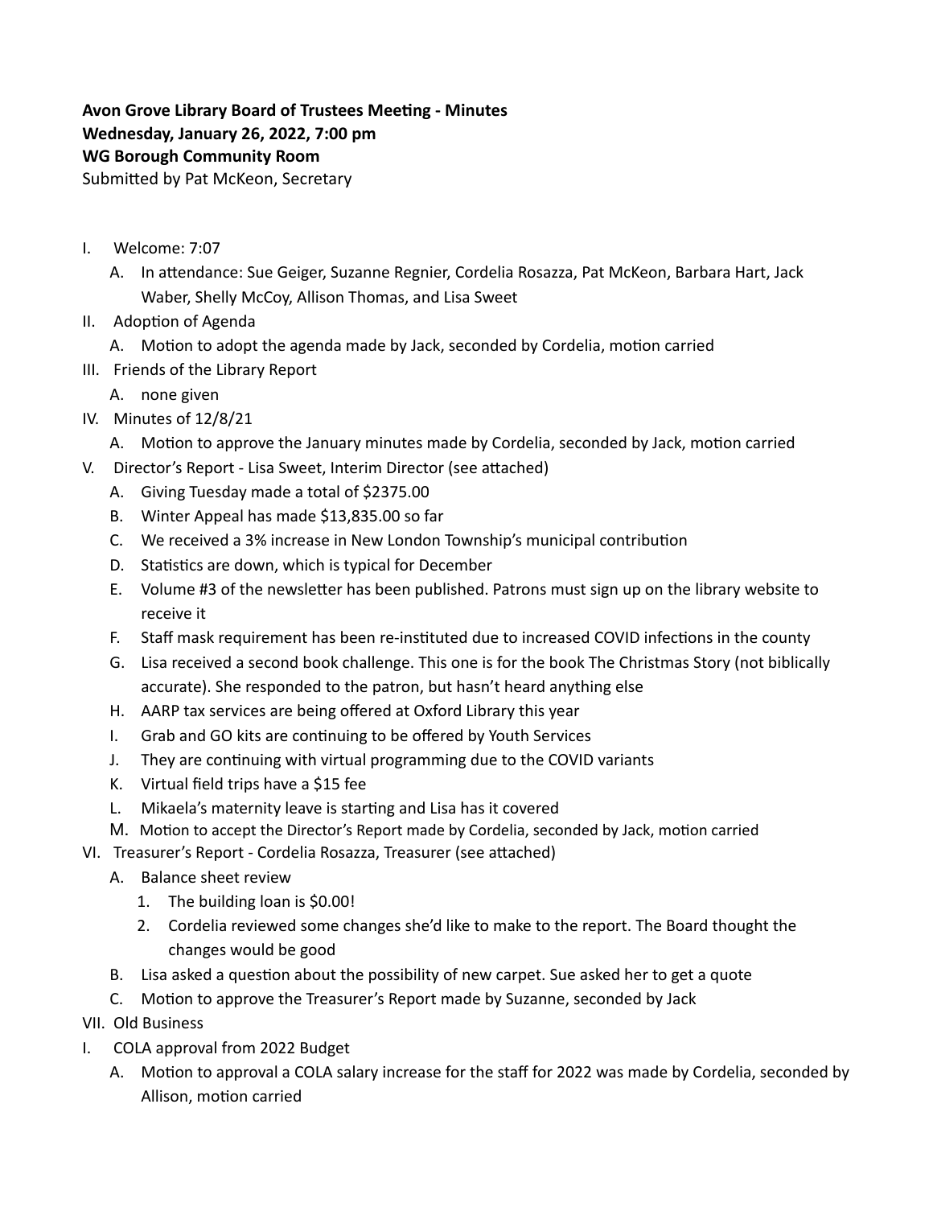**Avon Grove Library Board of Trustees Meeting - Minutes**
**Wednesday, January 26, 2022, 7:00 pm**
**WG Borough Community Room**
Submitted by Pat McKeon, Secretary

I. Welcome: 7:07
   A. In attendance: Sue Geiger, Suzanne Regnier, Cordelia Rosazza, Pat McKeon, Barbara Hart, Jack Waber, Shelly McCoy, Allison Thomas, and Lisa Sweet

II. Adoption of Agenda
   A. Motion to adopt the agenda made by Jack, seconded by Cordelia, motion carried

III. Friends of the Library Report
   A. none given

IV. Minutes of 12/8/21
   A. Motion to approve the January minutes made by Cordelia, seconded by Jack, motion carried

V. Director's Report - Lisa Sweet, Interim Director (see attached)
   A. Giving Tuesday made a total of $2375.00
   B. Winter Appeal has made $13,835.00 so far
   C. We received a 3% increase in New London Township's municipal contribution
   D. Statistics are down, which is typical for December
   E. Volume #3 of the newsletter has been published. Patrons must sign up on the library website to receive it
   F. Staff mask requirement has been re-instituted due to increased COVID infections in the county
   G. Lisa received a second book challenge. This one is for the book The Christmas Story (not biblically accurate). She responded to the patron, but hasn't heard anything else
   H. AARP tax services are being offered at Oxford Library this year
   I. Grab and GO kits are continuing to be offered by Youth Services
   J. They are continuing with virtual programming due to the COVID variants
   K. Virtual field trips have a $15 fee
   L. Mikaela's maternity leave is starting and Lisa has it covered
   M. Motion to accept the Director's Report made by Cordelia, seconded by Jack, motion carried

VI. Treasurer's Report - Cordelia Rosazza, Treasurer (see attached)
   A. Balance sheet review
      1. The building loan is $0.00!
      2. Cordelia reviewed some changes she'd like to make to the report. The Board thought the changes would be good
   B. Lisa asked a question about the possibility of new carpet. Sue asked her to get a quote
   C. Motion to approve the Treasurer's Report made by Suzanne, seconded by Jack

VII. Old Business

I. COLA approval from 2022 Budget
   A. Motion to approval a COLA salary increase for the staff for 2022 was made by Cordelia, seconded by Allison, motion carried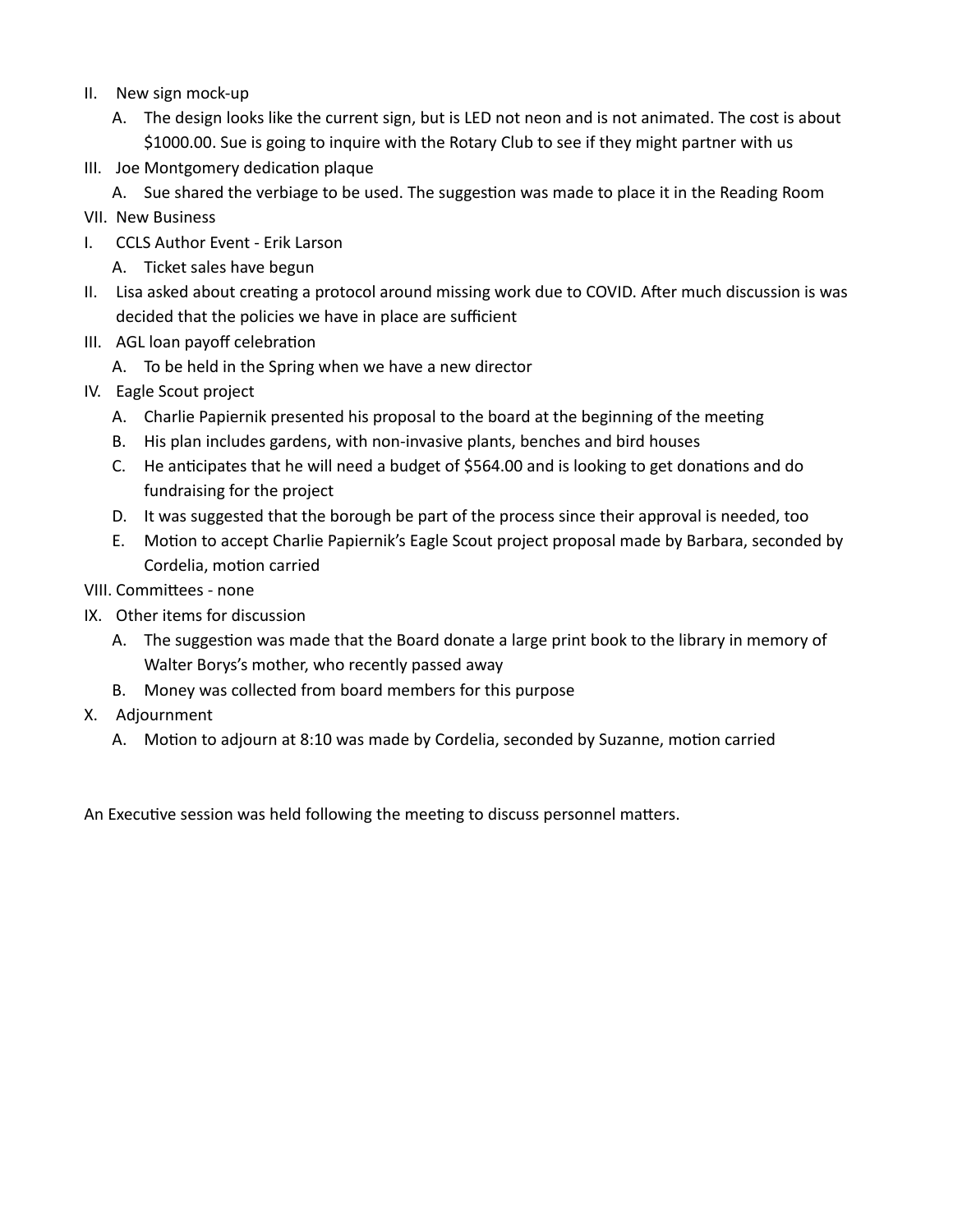II. New sign mock-up
    A. The design looks like the current sign, but is LED not neon and is not animated. The cost is about $1000.00. Sue is going to inquire with the Rotary Club to see if they might partner with us

III. Joe Montgomery dedication plaque
    A. Sue shared the verbiage to be used. The suggestion was made to place it in the Reading Room

VII. New Business

I. CCLS Author Event - Erik Larson
    A. Ticket sales have begun

II. Lisa asked about creating a protocol around missing work due to COVID. After much discussion is was decided that the policies we have in place are sufficient

III. AGL loan payoff celebration
    A. To be held in the Spring when we have a new director

IV. Eagle Scout project
    A. Charlie Papiernik presented his proposal to the board at the beginning of the meeting
    B. His plan includes gardens, with non-invasive plants, benches and bird houses
    C. He anticipates that he will need a budget of $564.00 and is looking to get donations and do fundraising for the project
    D. It was suggested that the borough be part of the process since their approval is needed, too
    E. Motion to accept Charlie Papiernik's Eagle Scout project proposal made by Barbara, seconded by Cordelia, motion carried

VIII. Committees - none

IX. Other items for discussion
    A. The suggestion was made that the Board donate a large print book to the library in memory of Walter Borys's mother, who recently passed away
    B. Money was collected from board members for this purpose

X. Adjournment
    A. Motion to adjourn at 8:10 was made by Cordelia, seconded by Suzanne, motion carried

An Executive session was held following the meeting to discuss personnel matters.